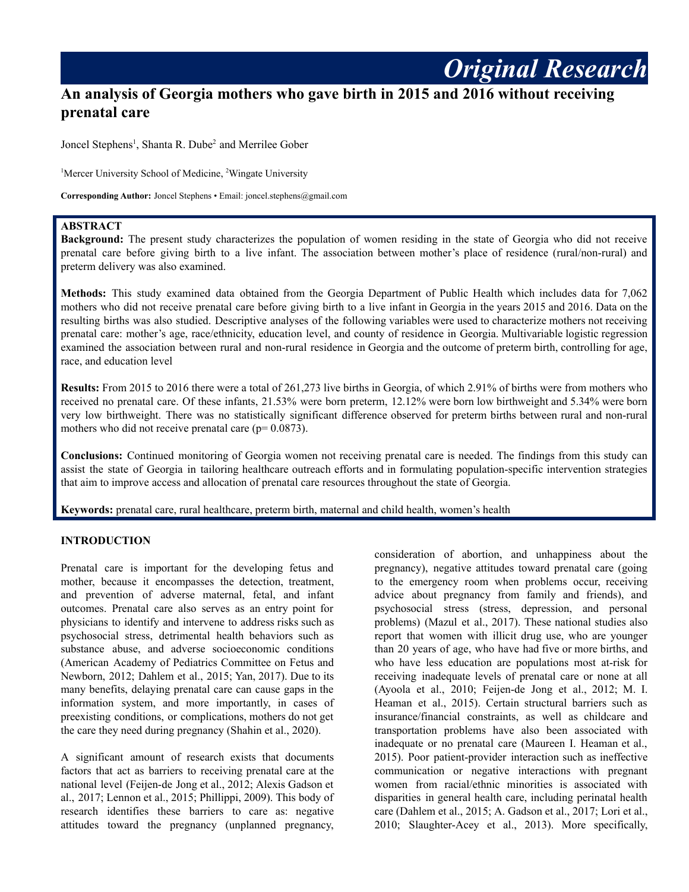*Original Research*

# An analysis of Georgia mothers who gave birth in 2015 and 2016 without receiving prenatal care

Joncel Stephens[1], Shanta R. Dube[2] and Merrilee Gober

[1]Mercer University School of Medicine, [2]Wingate University

**Corresponding Author:** Joncel Stephens • Email: joncel.stephens@gmail.com

## ABSTRACT

**Background:** The present study characterizes the population of women residing in the state of Georgia who did not receive prenatal care before giving birth to a live infant. The association between mother's place of residence (rural/non-rural) and preterm delivery was also examined.

**Methods:** This study examined data obtained from the Georgia Department of Public Health which includes data for 7,062 mothers who did not receive prenatal care before giving birth to a live infant in Georgia in the years 2015 and 2016. Data on the resulting births was also studied. Descriptive analyses of the following variables were used to characterize mothers not receiving prenatal care: mother's age, race/ethnicity, education level, and county of residence in Georgia. Multivariable logistic regression examined the association between rural and non-rural residence in Georgia and the outcome of preterm birth, controlling for age, race, and education level

**Results:** From 2015 to 2016 there were a total of 261,273 live births in Georgia, of which 2.91% of births were from mothers who received no prenatal care. Of these infants, 21.53% were born preterm, 12.12% were born low birthweight and 5.34% were born very low birthweight. There was no statistically significant difference observed for preterm births between rural and non-rural mothers who did not receive prenatal care (p= 0.0873).

**Conclusions:** Continued monitoring of Georgia women not receiving prenatal care is needed. The findings from this study can assist the state of Georgia in tailoring healthcare outreach efforts and in formulating population-specific intervention strategies that aim to improve access and allocation of prenatal care resources throughout the state of Georgia.

**Keywords:** prenatal care, rural healthcare, preterm birth, maternal and child health, women's health

## INTRODUCTION

Prenatal care is important for the developing fetus and mother, because it encompasses the detection, treatment, and prevention of adverse maternal, fetal, and infant outcomes. Prenatal care also serves as an entry point for physicians to identify and intervene to address risks such as psychosocial stress, detrimental health behaviors such as substance abuse, and adverse socioeconomic conditions (American Academy of Pediatrics Committee on Fetus and Newborn, 2012; Dahlem et al., 2015; Yan, 2017). Due to its many benefits, delaying prenatal care can cause gaps in the information system, and more importantly, in cases of preexisting conditions, or complications, mothers do not get the care they need during pregnancy (Shahin et al., 2020).

A significant amount of research exists that documents factors that act as barriers to receiving prenatal care at the national level (Feijen-de Jong et al., 2012; Alexis Gadson et al., 2017; Lennon et al., 2015; Phillippi, 2009). This body of research identifies these barriers to care as: negative attitudes toward the pregnancy (unplanned pregnancy, consideration of abortion, and unhappiness about the pregnancy), negative attitudes toward prenatal care (going to the emergency room when problems occur, receiving advice about pregnancy from family and friends), and psychosocial stress (stress, depression, and personal problems) (Mazul et al., 2017). These national studies also report that women with illicit drug use, who are younger than 20 years of age, who have had five or more births, and who have less education are populations most at-risk for receiving inadequate levels of prenatal care or none at all (Ayoola et al., 2010; Feijen-de Jong et al., 2012; M. I. Heaman et al., 2015). Certain structural barriers such as insurance/financial constraints, as well as childcare and transportation problems have also been associated with inadequate or no prenatal care (Maureen I. Heaman et al., 2015). Poor patient-provider interaction such as ineffective communication or negative interactions with pregnant women from racial/ethnic minorities is associated with disparities in general health care, including perinatal health care (Dahlem et al., 2015; A. Gadson et al., 2017; Lori et al., 2010; Slaughter-Acey et al., 2013). More specifically,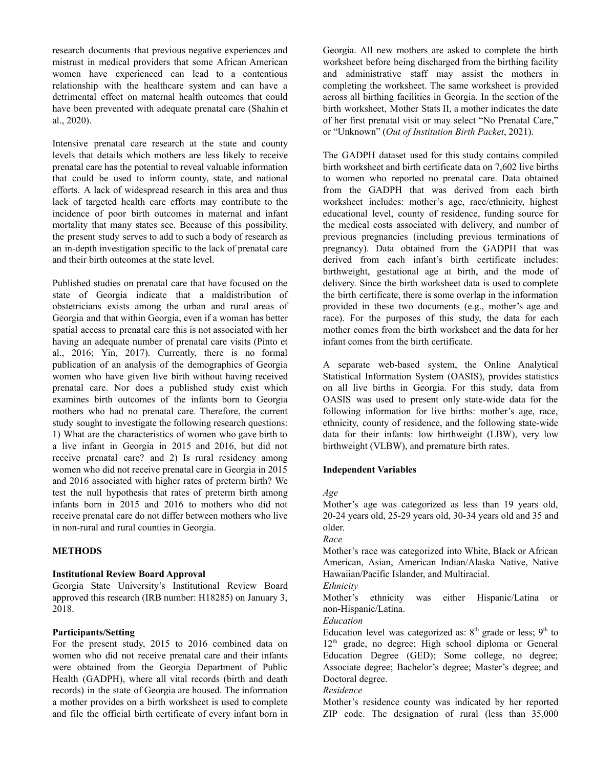research documents that previous negative experiences and mistrust in medical providers that some African American women have experienced can lead to a contentious relationship with the healthcare system and can have a detrimental effect on maternal health outcomes that could have been prevented with adequate prenatal care (Shahin et al., 2020).

Intensive prenatal care research at the state and county levels that details which mothers are less likely to receive prenatal care has the potential to reveal valuable information that could be used to inform county, state, and national efforts. A lack of widespread research in this area and thus lack of targeted health care efforts may contribute to the incidence of poor birth outcomes in maternal and infant mortality that many states see. Because of this possibility, the present study serves to add to such a body of research as an in-depth investigation specific to the lack of prenatal care and their birth outcomes at the state level.

Published studies on prenatal care that have focused on the state of Georgia indicate that a maldistribution of obstetricians exists among the urban and rural areas of Georgia and that within Georgia, even if a woman has better spatial access to prenatal care this is not associated with her having an adequate number of prenatal care visits (Pinto et al., 2016; Yin, 2017). Currently, there is no formal publication of an analysis of the demographics of Georgia women who have given live birth without having received prenatal care. Nor does a published study exist which examines birth outcomes of the infants born to Georgia mothers who had no prenatal care. Therefore, the current study sought to investigate the following research questions: 1) What are the characteristics of women who gave birth to a live infant in Georgia in 2015 and 2016, but did not receive prenatal care? and 2) Is rural residency among women who did not receive prenatal care in Georgia in 2015 and 2016 associated with higher rates of preterm birth? We test the null hypothesis that rates of preterm birth among infants born in 2015 and 2016 to mothers who did not receive prenatal care do not differ between mothers who live in non-rural and rural counties in Georgia.

## METHODS

### Institutional Review Board Approval

Georgia State University's Institutional Review Board approved this research (IRB number: H18285) on January 3, 2018.

### Participants/Setting

For the present study, 2015 to 2016 combined data on women who did not receive prenatal care and their infants were obtained from the Georgia Department of Public Health (GADPH), where all vital records (birth and death records) in the state of Georgia are housed. The information a mother provides on a birth worksheet is used to complete and file the official birth certificate of every infant born in Georgia. All new mothers are asked to complete the birth worksheet before being discharged from the birthing facility and administrative staff may assist the mothers in completing the worksheet. The same worksheet is provided across all birthing facilities in Georgia. In the section of the birth worksheet, Mother Stats II, a mother indicates the date of her first prenatal visit or may select "No Prenatal Care," or "Unknown" (*Out of Institution Birth Packet*, 2021).

The GADPH dataset used for this study contains compiled birth worksheet and birth certificate data on 7,602 live births to women who reported no prenatal care. Data obtained from the GADPH that was derived from each birth worksheet includes: mother's age, race/ethnicity, highest educational level, county of residence, funding source for the medical costs associated with delivery, and number of previous pregnancies (including previous terminations of pregnancy). Data obtained from the GADPH that was derived from each infant's birth certificate includes: birthweight, gestational age at birth, and the mode of delivery. Since the birth worksheet data is used to complete the birth certificate, there is some overlap in the information provided in these two documents (e.g., mother's age and race). For the purposes of this study, the data for each mother comes from the birth worksheet and the data for her infant comes from the birth certificate.

A separate web-based system, the Online Analytical Statistical Information System (OASIS), provides statistics on all live births in Georgia. For this study, data from OASIS was used to present only state-wide data for the following information for live births: mother's age, race, ethnicity, county of residence, and the following state-wide data for their infants: low birthweight (LBW), very low birthweight (VLBW), and premature birth rates.

### Independent Variables

*Age*

Mother's age was categorized as less than 19 years old, 20-24 years old, 25-29 years old, 30-34 years old and 35 and older.

*Race*

Mother's race was categorized into White, Black or African American, Asian, American Indian/Alaska Native, Native Hawaiian/Pacific Islander, and Multiracial.

*Ethnicity*

Mother's ethnicity was either Hispanic/Latina or non-Hispanic/Latina.

*Education*

Education level was categorized as: 8th grade or less; 9th to 12th grade, no degree; High school diploma or General Education Degree (GED); Some college, no degree; Associate degree; Bachelor's degree; Master's degree; and Doctoral degree.

*Residence*

Mother's residence county was indicated by her reported ZIP code. The designation of rural (less than 35,000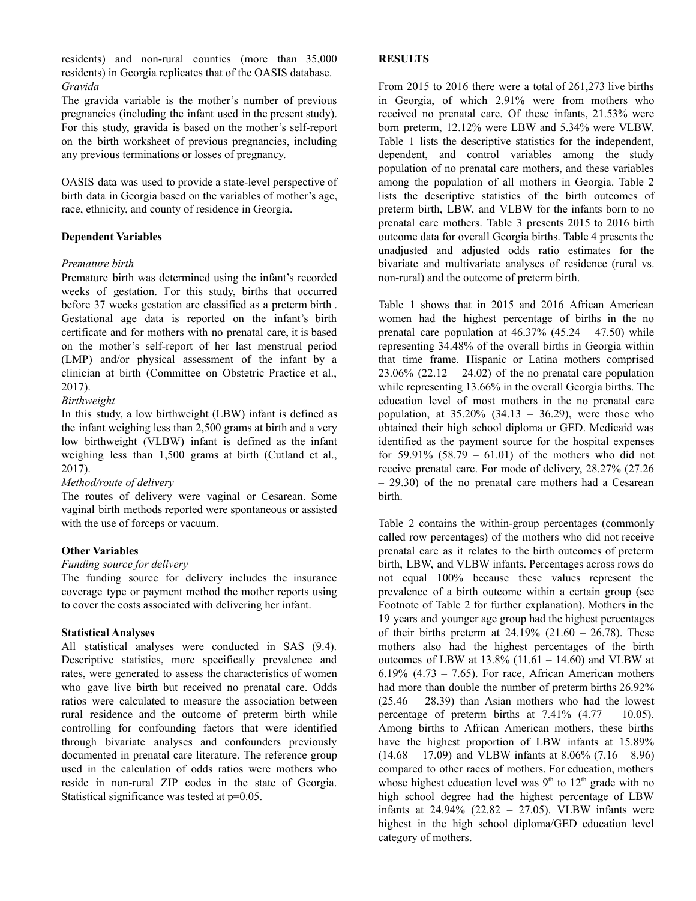residents) and non-rural counties (more than 35,000 residents) in Georgia replicates that of the OASIS database.

*Gravida*

The gravida variable is the mother's number of previous pregnancies (including the infant used in the present study). For this study, gravida is based on the mother's self-report on the birth worksheet of previous pregnancies, including any previous terminations or losses of pregnancy.

OASIS data was used to provide a state-level perspective of birth data in Georgia based on the variables of mother's age, race, ethnicity, and county of residence in Georgia.

**Dependent Variables**

*Premature birth*

Premature birth was determined using the infant's recorded weeks of gestation. For this study, births that occurred before 37 weeks gestation are classified as a preterm birth . Gestational age data is reported on the infant's birth certificate and for mothers with no prenatal care, it is based on the mother's self-report of her last menstrual period (LMP) and/or physical assessment of the infant by a clinician at birth (Committee on Obstetric Practice et al., 2017).

*Birthweight*

In this study, a low birthweight (LBW) infant is defined as the infant weighing less than 2,500 grams at birth and a very low birthweight (VLBW) infant is defined as the infant weighing less than 1,500 grams at birth (Cutland et al., 2017).

*Method/route of delivery*

The routes of delivery were vaginal or Cesarean. Some vaginal birth methods reported were spontaneous or assisted with the use of forceps or vacuum.

**Other Variables**

*Funding source for delivery*

The funding source for delivery includes the insurance coverage type or payment method the mother reports using to cover the costs associated with delivering her infant.

**Statistical Analyses**

All statistical analyses were conducted in SAS (9.4). Descriptive statistics, more specifically prevalence and rates, were generated to assess the characteristics of women who gave live birth but received no prenatal care. Odds ratios were calculated to measure the association between rural residence and the outcome of preterm birth while controlling for confounding factors that were identified through bivariate analyses and confounders previously documented in prenatal care literature. The reference group used in the calculation of odds ratios were mothers who reside in non-rural ZIP codes in the state of Georgia. Statistical significance was tested at p=0.05.

**RESULTS**

From 2015 to 2016 there were a total of 261,273 live births in Georgia, of which 2.91% were from mothers who received no prenatal care. Of these infants, 21.53% were born preterm, 12.12% were LBW and 5.34% were VLBW. Table 1 lists the descriptive statistics for the independent, dependent, and control variables among the study population of no prenatal care mothers, and these variables among the population of all mothers in Georgia. Table 2 lists the descriptive statistics of the birth outcomes of preterm birth, LBW, and VLBW for the infants born to no prenatal care mothers. Table 3 presents 2015 to 2016 birth outcome data for overall Georgia births. Table 4 presents the unadjusted and adjusted odds ratio estimates for the bivariate and multivariate analyses of residence (rural vs. non-rural) and the outcome of preterm birth.

Table 1 shows that in 2015 and 2016 African American women had the highest percentage of births in the no prenatal care population at 46.37% (45.24 – 47.50) while representing 34.48% of the overall births in Georgia within that time frame. Hispanic or Latina mothers comprised 23.06% (22.12 – 24.02) of the no prenatal care population while representing 13.66% in the overall Georgia births. The education level of most mothers in the no prenatal care population, at 35.20% (34.13 – 36.29), were those who obtained their high school diploma or GED. Medicaid was identified as the payment source for the hospital expenses for 59.91% (58.79 – 61.01) of the mothers who did not receive prenatal care. For mode of delivery, 28.27% (27.26 – 29.30) of the no prenatal care mothers had a Cesarean birth.

Table 2 contains the within-group percentages (commonly called row percentages) of the mothers who did not receive prenatal care as it relates to the birth outcomes of preterm birth, LBW, and VLBW infants. Percentages across rows do not equal 100% because these values represent the prevalence of a birth outcome within a certain group (see Footnote of Table 2 for further explanation). Mothers in the 19 years and younger age group had the highest percentages of their births preterm at 24.19% (21.60 – 26.78). These mothers also had the highest percentages of the birth outcomes of LBW at 13.8% (11.61 – 14.60) and VLBW at 6.19% (4.73 – 7.65). For race, African American mothers had more than double the number of preterm births 26.92% (25.46 – 28.39) than Asian mothers who had the lowest percentage of preterm births at 7.41% (4.77 – 10.05). Among births to African American mothers, these births have the highest proportion of LBW infants at 15.89% (14.68 – 17.09) and VLBW infants at 8.06% (7.16 – 8.96) compared to other races of mothers. For education, mothers whose highest education level was 9th to 12th grade with no high school degree had the highest percentage of LBW infants at 24.94% (22.82 – 27.05). VLBW infants were highest in the high school diploma/GED education level category of mothers.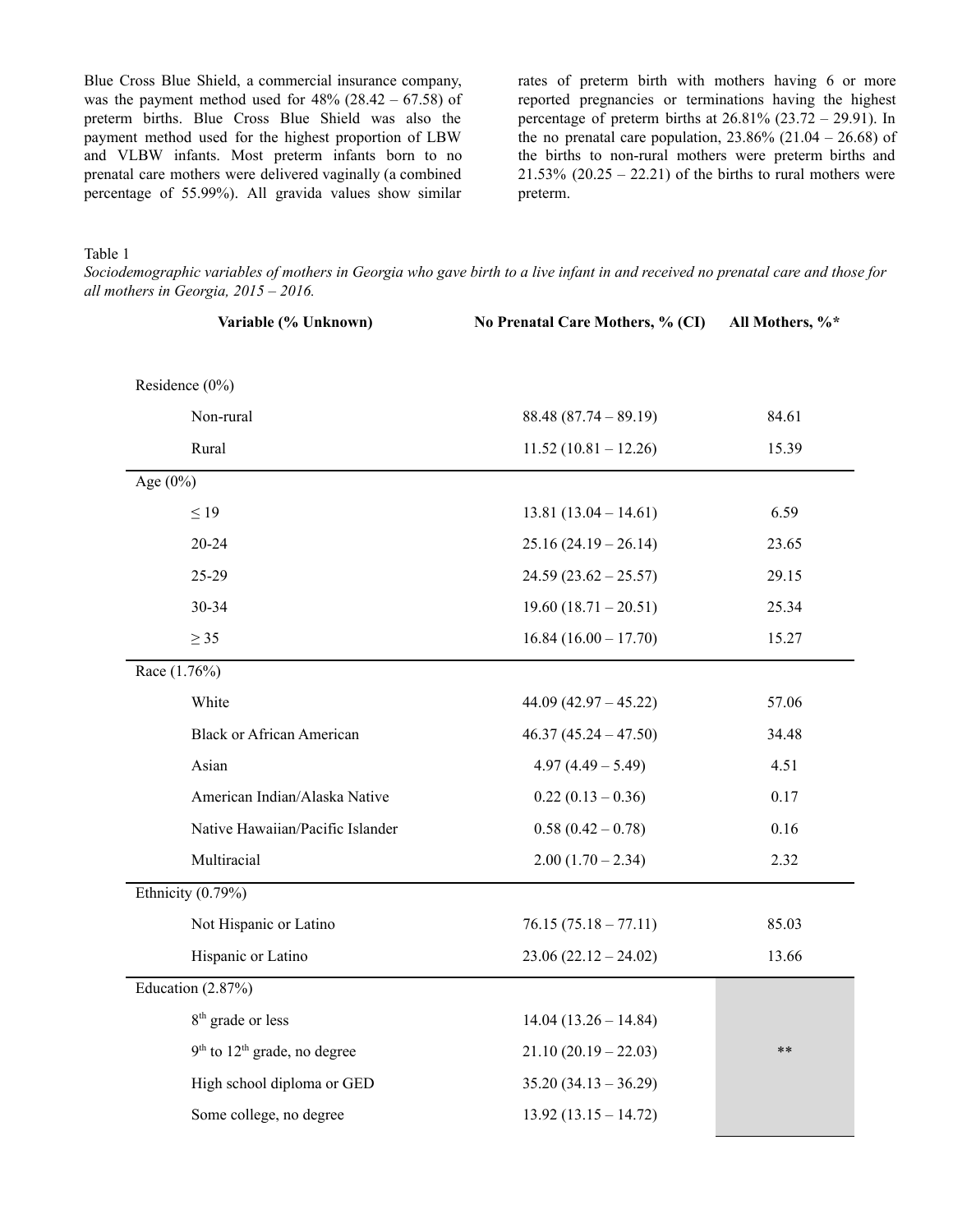Blue Cross Blue Shield, a commercial insurance company, was the payment method used for 48% (28.42 – 67.58) of preterm births. Blue Cross Blue Shield was also the payment method used for the highest proportion of LBW and VLBW infants. Most preterm infants born to no prenatal care mothers were delivered vaginally (a combined percentage of 55.99%). All gravida values show similar rates of preterm birth with mothers having 6 or more reported pregnancies or terminations having the highest percentage of preterm births at 26.81% (23.72 – 29.91). In the no prenatal care population, 23.86% (21.04 – 26.68) of the births to non-rural mothers were preterm births and 21.53% (20.25 – 22.21) of the births to rural mothers were preterm.

Table 1

*Sociodemographic variables of mothers in Georgia who gave birth to a live infant in and received no prenatal care and those for all mothers in Georgia, 2015 – 2016.*

| Variable (% Unknown) | No Prenatal Care Mothers, % (CI) | All Mothers, %* |
|---|---|---|
| Residence (0%) | | |
| Non-rural | 88.48 (87.74 – 89.19) | 84.61 |
| Rural | 11.52 (10.81 – 12.26) | 15.39 |
| Age (0%) | | |
| ≤ 19 | 13.81 (13.04 – 14.61) | 6.59 |
| 20-24 | 25.16 (24.19 – 26.14) | 23.65 |
| 25-29 | 24.59 (23.62 – 25.57) | 29.15 |
| 30-34 | 19.60 (18.71 – 20.51) | 25.34 |
| ≥ 35 | 16.84 (16.00 – 17.70) | 15.27 |
| Race (1.76%) | | |
| White | 44.09 (42.97 – 45.22) | 57.06 |
| Black or African American | 46.37 (45.24 – 47.50) | 34.48 |
| Asian | 4.97 (4.49 – 5.49) | 4.51 |
| American Indian/Alaska Native | 0.22 (0.13 – 0.36) | 0.17 |
| Native Hawaiian/Pacific Islander | 0.58 (0.42 – 0.78) | 0.16 |
| Multiracial | 2.00 (1.70 – 2.34) | 2.32 |
| Ethnicity (0.79%) | | |
| Not Hispanic or Latino | 76.15 (75.18 – 77.11) | 85.03 |
| Hispanic or Latino | 23.06 (22.12 – 24.02) | 13.66 |
| Education (2.87%) | | |
| 8th grade or less | 14.04 (13.26 – 14.84) | |
| 9th to 12th grade, no degree | 21.10 (20.19 – 22.03) | ** |
| High school diploma or GED | 35.20 (34.13 – 36.29) | |
| Some college, no degree | 13.92 (13.15 – 14.72) | |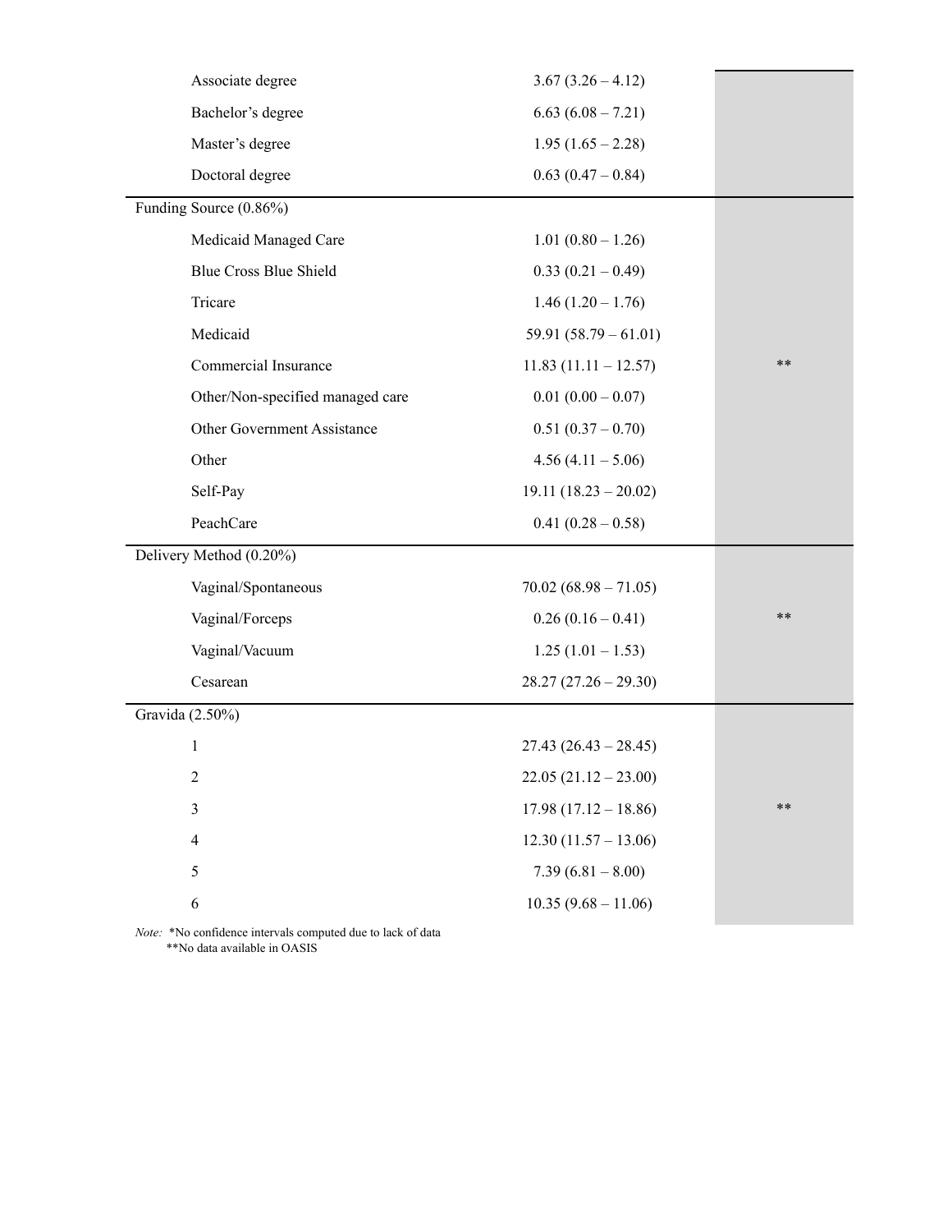| | | |
|---|---|---|
| Associate degree | 3.67 (3.26 – 4.12) | |
| Bachelor's degree | 6.63 (6.08 – 7.21) | |
| Master's degree | 1.95 (1.65 – 2.28) | |
| Doctoral degree | 0.63 (0.47 – 0.84) | |
| Funding Source (0.86%) | | |
| Medicaid Managed Care | 1.01 (0.80 – 1.26) | |
| Blue Cross Blue Shield | 0.33 (0.21 – 0.49) | |
| Tricare | 1.46 (1.20 – 1.76) | |
| Medicaid | 59.91 (58.79 – 61.01) | |
| Commercial Insurance | 11.83 (11.11 – 12.57) | ** |
| Other/Non-specified managed care | 0.01 (0.00 – 0.07) | |
| Other Government Assistance | 0.51 (0.37 – 0.70) | |
| Other | 4.56 (4.11 – 5.06) | |
| Self-Pay | 19.11 (18.23 – 20.02) | |
| PeachCare | 0.41 (0.28 – 0.58) | |
| Delivery Method (0.20%) | | |
| Vaginal/Spontaneous | 70.02 (68.98 – 71.05) | |
| Vaginal/Forceps | 0.26 (0.16 – 0.41) | ** |
| Vaginal/Vacuum | 1.25 (1.01 – 1.53) | |
| Cesarean | 28.27 (27.26 – 29.30) | |
| Gravida (2.50%) | | |
| 1 | 27.43 (26.43 – 28.45) | |
| 2 | 22.05 (21.12 – 23.00) | |
| 3 | 17.98 (17.12 – 18.86) | ** |
| 4 | 12.30 (11.57 – 13.06) | |
| 5 | 7.39 (6.81 – 8.00) | |
| 6 | 10.35 (9.68 – 11.06) | |

*Note:* *No confidence intervals computed due to lack of data
**No data available in OASIS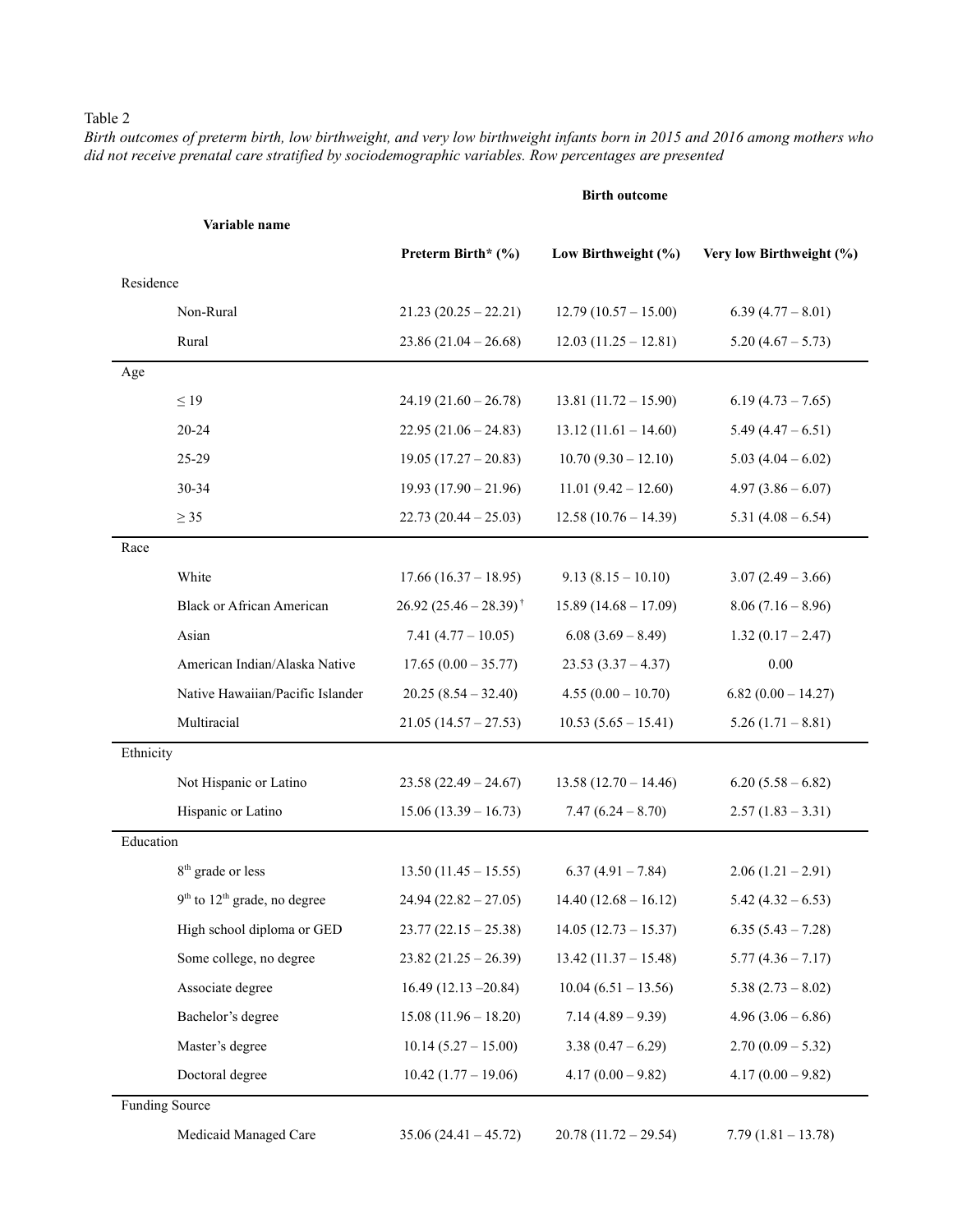Table 2

*Birth outcomes of preterm birth, low birthweight, and very low birthweight infants born in 2015 and 2016 among mothers who did not receive prenatal care stratified by sociodemographic variables. Row percentages are presented*

| Variable name | Birth outcome | | |
|---|---|---|---|
| | **Preterm Birth* (%)** | **Low Birthweight (%)** | **Very low Birthweight (%)** |
| Residence | | | |
| Non-Rural | 21.23 (20.25 – 22.21) | 12.79 (10.57 – 15.00) | 6.39 (4.77 – 8.01) |
| Rural | 23.86 (21.04 – 26.68) | 12.03 (11.25 – 12.81) | 5.20 (4.67 – 5.73) |
| Age | | | |
| ≤ 19 | 24.19 (21.60 – 26.78) | 13.81 (11.72 – 15.90) | 6.19 (4.73 – 7.65) |
| 20-24 | 22.95 (21.06 – 24.83) | 13.12 (11.61 – 14.60) | 5.49 (4.47 – 6.51) |
| 25-29 | 19.05 (17.27 – 20.83) | 10.70 (9.30 – 12.10) | 5.03 (4.04 – 6.02) |
| 30-34 | 19.93 (17.90 – 21.96) | 11.01 (9.42 – 12.60) | 4.97 (3.86 – 6.07) |
| ≥ 35 | 22.73 (20.44 – 25.03) | 12.58 (10.76 – 14.39) | 5.31 (4.08 – 6.54) |
| Race | | | |
| White | 17.66 (16.37 – 18.95) | 9.13 (8.15 – 10.10) | 3.07 (2.49 – 3.66) |
| Black or African American | 26.92 (25.46 – 28.39) † | 15.89 (14.68 – 17.09) | 8.06 (7.16 – 8.96) |
| Asian | 7.41 (4.77 – 10.05) | 6.08 (3.69 – 8.49) | 1.32 (0.17 – 2.47) |
| American Indian/Alaska Native | 17.65 (0.00 – 35.77) | 23.53 (3.37 – 4.37) | 0.00 |
| Native Hawaiian/Pacific Islander | 20.25 (8.54 – 32.40) | 4.55 (0.00 – 10.70) | 6.82 (0.00 – 14.27) |
| Multiracial | 21.05 (14.57 – 27.53) | 10.53 (5.65 – 15.41) | 5.26 (1.71 – 8.81) |
| Ethnicity | | | |
| Not Hispanic or Latino | 23.58 (22.49 – 24.67) | 13.58 (12.70 – 14.46) | 6.20 (5.58 – 6.82) |
| Hispanic or Latino | 15.06 (13.39 – 16.73) | 7.47 (6.24 – 8.70) | 2.57 (1.83 – 3.31) |
| Education | | | |
| 8th grade or less | 13.50 (11.45 – 15.55) | 6.37 (4.91 – 7.84) | 2.06 (1.21 – 2.91) |
| 9th to 12th grade, no degree | 24.94 (22.82 – 27.05) | 14.40 (12.68 – 16.12) | 5.42 (4.32 – 6.53) |
| High school diploma or GED | 23.77 (22.15 – 25.38) | 14.05 (12.73 – 15.37) | 6.35 (5.43 – 7.28) |
| Some college, no degree | 23.82 (21.25 – 26.39) | 13.42 (11.37 – 15.48) | 5.77 (4.36 – 7.17) |
| Associate degree | 16.49 (12.13 –20.84) | 10.04 (6.51 – 13.56) | 5.38 (2.73 – 8.02) |
| Bachelor's degree | 15.08 (11.96 – 18.20) | 7.14 (4.89 – 9.39) | 4.96 (3.06 – 6.86) |
| Master's degree | 10.14 (5.27 – 15.00) | 3.38 (0.47 – 6.29) | 2.70 (0.09 – 5.32) |
| Doctoral degree | 10.42 (1.77 – 19.06) | 4.17 (0.00 – 9.82) | 4.17 (0.00 – 9.82) |
| Funding Source | | | |
| Medicaid Managed Care | 35.06 (24.41 – 45.72) | 20.78 (11.72 – 29.54) | 7.79 (1.81 – 13.78) |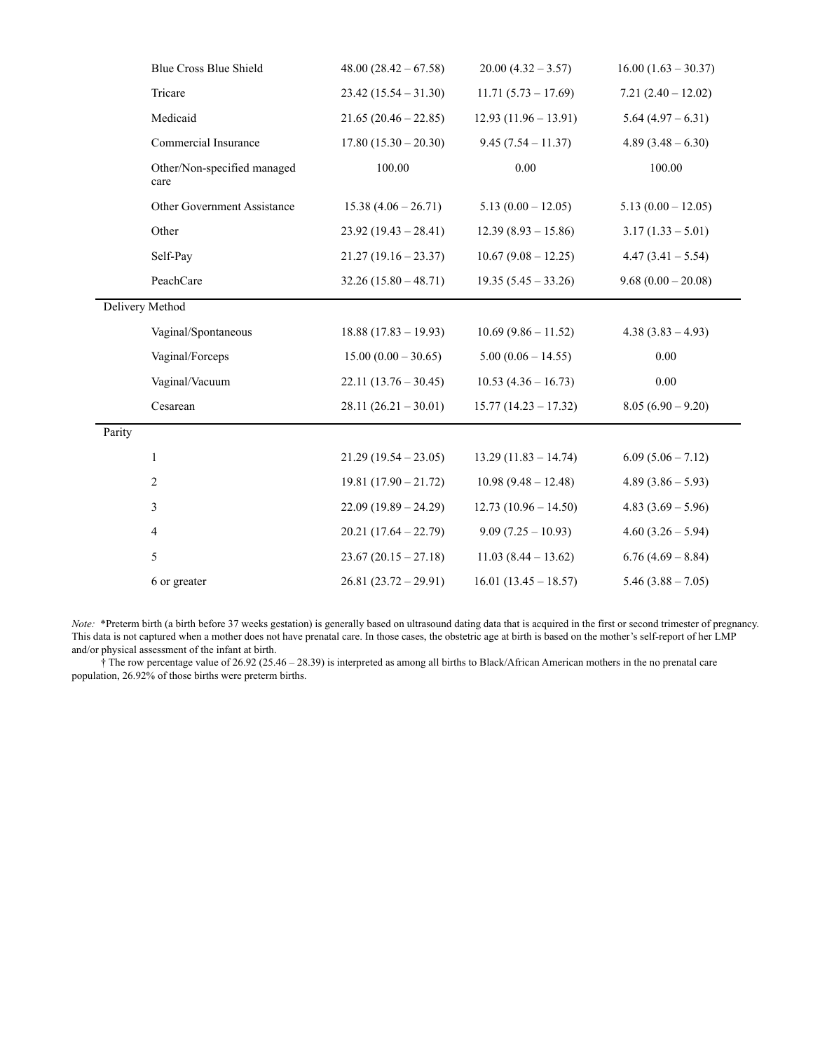| | | | |
|---|---|---|---|
| Blue Cross Blue Shield | 48.00 (28.42 – 67.58) | 20.00 (4.32 – 3.57) | 16.00 (1.63 – 30.37) |
| Tricare | 23.42 (15.54 – 31.30) | 11.71 (5.73 – 17.69) | 7.21 (2.40 – 12.02) |
| Medicaid | 21.65 (20.46 – 22.85) | 12.93 (11.96 – 13.91) | 5.64 (4.97 – 6.31) |
| Commercial Insurance | 17.80 (15.30 – 20.30) | 9.45 (7.54 – 11.37) | 4.89 (3.48 – 6.30) |
| Other/Non-specified managed care | 100.00 | 0.00 | 100.00 |
| Other Government Assistance | 15.38 (4.06 – 26.71) | 5.13 (0.00 – 12.05) | 5.13 (0.00 – 12.05) |
| Other | 23.92 (19.43 – 28.41) | 12.39 (8.93 – 15.86) | 3.17 (1.33 – 5.01) |
| Self-Pay | 21.27 (19.16 – 23.37) | 10.67 (9.08 – 12.25) | 4.47 (3.41 – 5.54) |
| PeachCare | 32.26 (15.80 – 48.71) | 19.35 (5.45 – 33.26) | 9.68 (0.00 – 20.08) |
| Delivery Method | | | |
| Vaginal/Spontaneous | 18.88 (17.83 – 19.93) | 10.69 (9.86 – 11.52) | 4.38 (3.83 – 4.93) |
| Vaginal/Forceps | 15.00 (0.00 – 30.65) | 5.00 (0.06 – 14.55) | 0.00 |
| Vaginal/Vacuum | 22.11 (13.76 – 30.45) | 10.53 (4.36 – 16.73) | 0.00 |
| Cesarean | 28.11 (26.21 – 30.01) | 15.77 (14.23 – 17.32) | 8.05 (6.90 – 9.20) |
| Parity | | | |
| 1 | 21.29 (19.54 – 23.05) | 13.29 (11.83 – 14.74) | 6.09 (5.06 – 7.12) |
| 2 | 19.81 (17.90 – 21.72) | 10.98 (9.48 – 12.48) | 4.89 (3.86 – 5.93) |
| 3 | 22.09 (19.89 – 24.29) | 12.73 (10.96 – 14.50) | 4.83 (3.69 – 5.96) |
| 4 | 20.21 (17.64 – 22.79) | 9.09 (7.25 – 10.93) | 4.60 (3.26 – 5.94) |
| 5 | 23.67 (20.15 – 27.18) | 11.03 (8.44 – 13.62) | 6.76 (4.69 – 8.84) |
| 6 or greater | 26.81 (23.72 – 29.91) | 16.01 (13.45 – 18.57) | 5.46 (3.88 – 7.05) |

*Note:* *Preterm birth (a birth before 37 weeks gestation) is generally based on ultrasound dating data that is acquired in the first or second trimester of pregnancy. This data is not captured when a mother does not have prenatal care. In those cases, the obstetric age at birth is based on the mother's self-report of her LMP and/or physical assessment of the infant at birth.

† The row percentage value of 26.92 (25.46 – 28.39) is interpreted as among all births to Black/African American mothers in the no prenatal care population, 26.92% of those births were preterm births.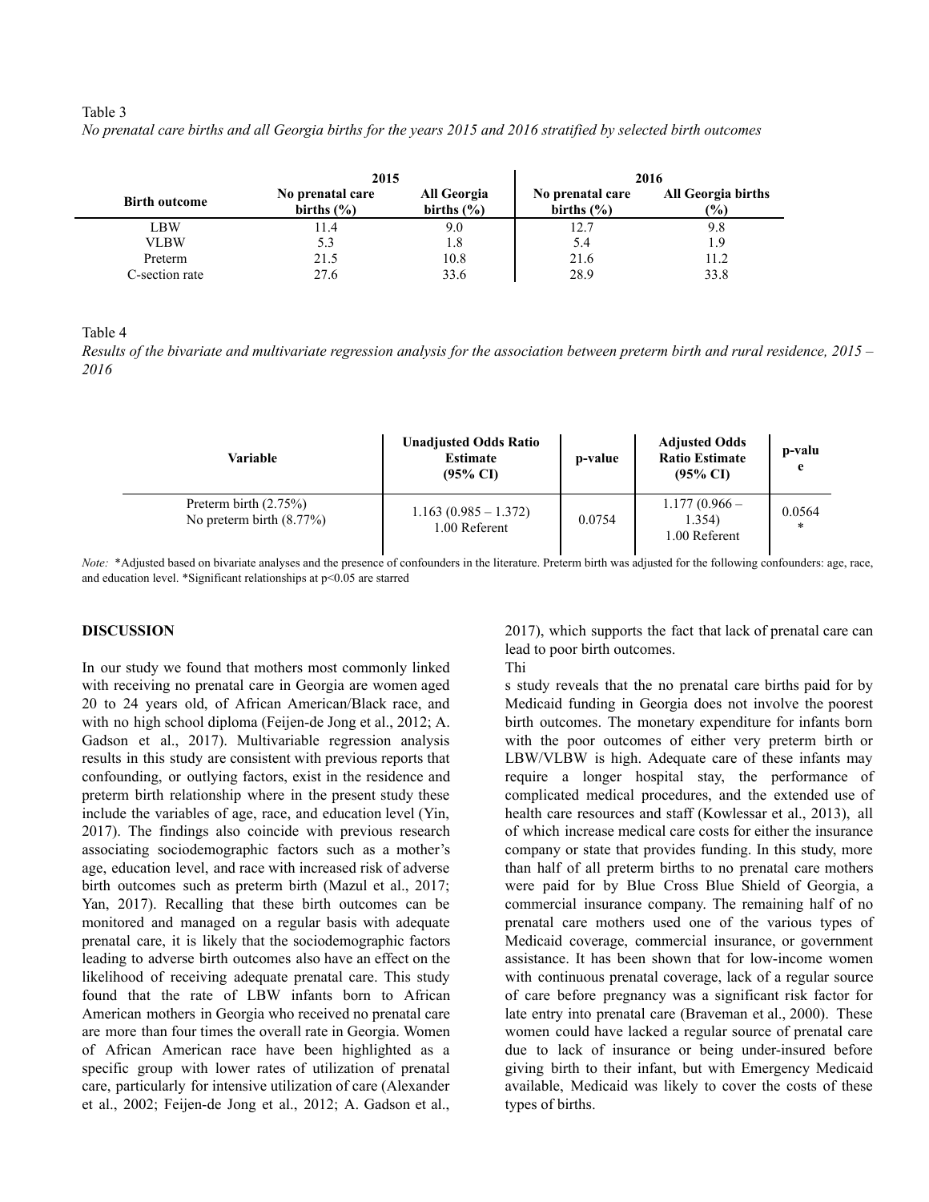Table 3

*No prenatal care births and all Georgia births for the years 2015 and 2016 stratified by selected birth outcomes*

| Birth outcome | 2015 | | 2016 | |
|---|---|---|---|---|
| | No prenatal care births (%) | All Georgia births (%) | No prenatal care births (%) | All Georgia births (%) |
| LBW | 11.4 | 9.0 | 12.7 | 9.8 |
| VLBW | 5.3 | 1.8 | 5.4 | 1.9 |
| Preterm | 21.5 | 10.8 | 21.6 | 11.2 |
| C-section rate | 27.6 | 33.6 | 28.9 | 33.8 |

Table 4

*Results of the bivariate and multivariate regression analysis for the association between preterm birth and rural residence, 2015 – 2016*

| Variable | Unadjusted Odds Ratio Estimate (95% CI) | p-value | Adjusted Odds Ratio Estimate (95% CI) | p-value |
|---|---|---|---|---|
| Preterm birth (2.75%)<br>No preterm birth (8.77%) | 1.163 (0.985 – 1.372)<br>1.00 Referent | 0.0754 | 1.177 (0.966 – 1.354)<br>1.00 Referent | 0.0564 * |

*Note:* *Adjusted based on bivariate analyses and the presence of confounders in the literature. Preterm birth was adjusted for the following confounders: age, race, and education level. *Significant relationships at p<0.05 are starred

**DISCUSSION**

In our study we found that mothers most commonly linked with receiving no prenatal care in Georgia are women aged 20 to 24 years old, of African American/Black race, and with no high school diploma (Feijen-de Jong et al., 2012; A. Gadson et al., 2017). Multivariable regression analysis results in this study are consistent with previous reports that confounding, or outlying factors, exist in the residence and preterm birth relationship where in the present study these include the variables of age, race, and education level (Yin, 2017). The findings also coincide with previous research associating sociodemographic factors such as a mother's age, education level, and race with increased risk of adverse birth outcomes such as preterm birth (Mazul et al., 2017; Yan, 2017). Recalling that these birth outcomes can be monitored and managed on a regular basis with adequate prenatal care, it is likely that the sociodemographic factors leading to adverse birth outcomes also have an effect on the likelihood of receiving adequate prenatal care. This study found that the rate of LBW infants born to African American mothers in Georgia who received no prenatal care are more than four times the overall rate in Georgia. Women of African American race have been highlighted as a specific group with lower rates of utilization of prenatal care, particularly for intensive utilization of care (Alexander et al., 2002; Feijen-de Jong et al., 2012; A. Gadson et al., 2017), which supports the fact that lack of prenatal care can lead to poor birth outcomes.

Thi

s study reveals that the no prenatal care births paid for by Medicaid funding in Georgia does not involve the poorest birth outcomes. The monetary expenditure for infants born with the poor outcomes of either very preterm birth or LBW/VLBW is high. Adequate care of these infants may require a longer hospital stay, the performance of complicated medical procedures, and the extended use of health care resources and staff (Kowlessar et al., 2013), all of which increase medical care costs for either the insurance company or state that provides funding. In this study, more than half of all preterm births to no prenatal care mothers were paid for by Blue Cross Blue Shield of Georgia, a commercial insurance company. The remaining half of no prenatal care mothers used one of the various types of Medicaid coverage, commercial insurance, or government assistance. It has been shown that for low-income women with continuous prenatal coverage, lack of a regular source of care before pregnancy was a significant risk factor for late entry into prenatal care (Braveman et al., 2000). These women could have lacked a regular source of prenatal care due to lack of insurance or being under-insured before giving birth to their infant, but with Emergency Medicaid available, Medicaid was likely to cover the costs of these types of births.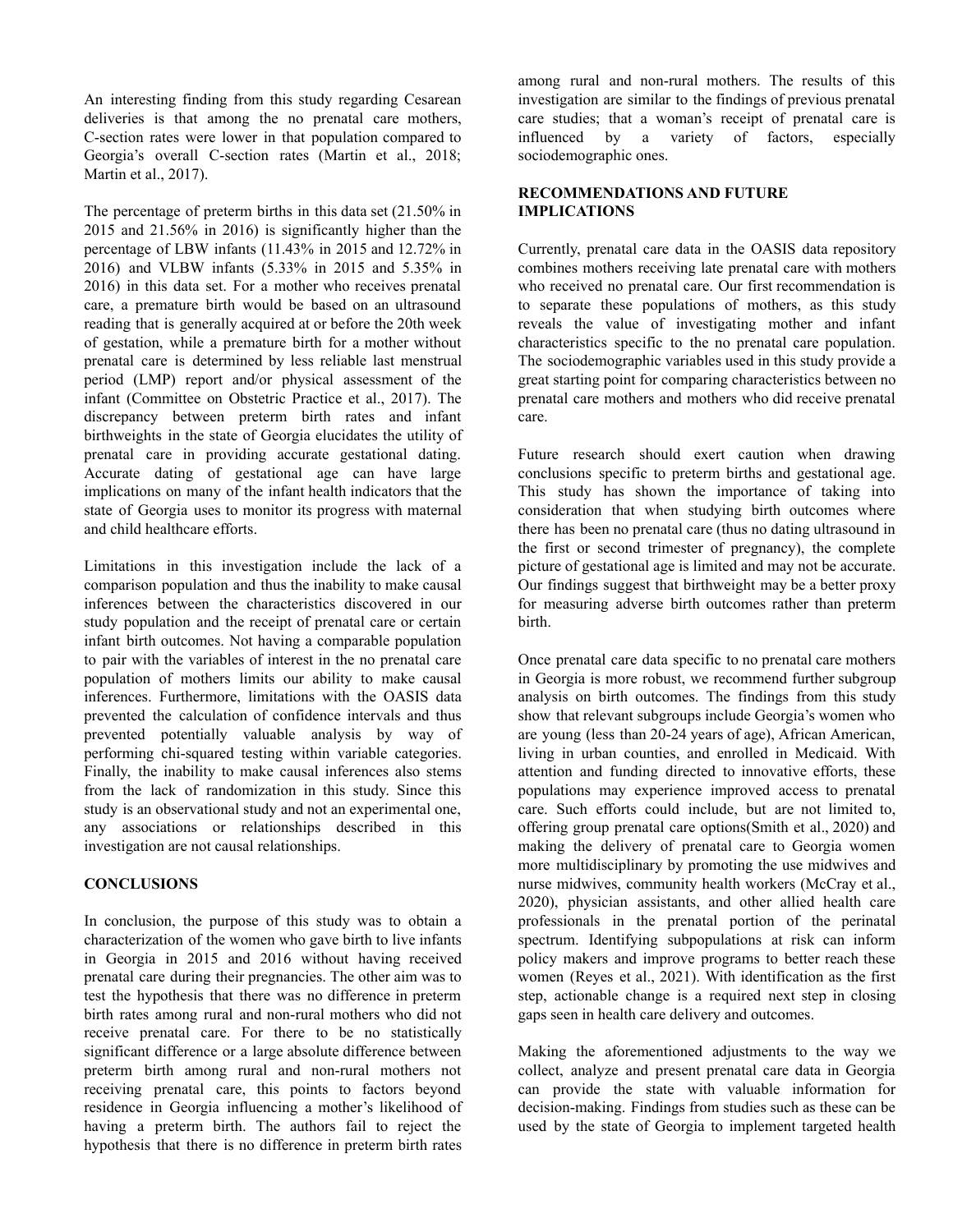An interesting finding from this study regarding Cesarean deliveries is that among the no prenatal care mothers, C-section rates were lower in that population compared to Georgia's overall C-section rates (Martin et al., 2018; Martin et al., 2017).

The percentage of preterm births in this data set (21.50% in 2015 and 21.56% in 2016) is significantly higher than the percentage of LBW infants (11.43% in 2015 and 12.72% in 2016) and VLBW infants (5.33% in 2015 and 5.35% in 2016) in this data set. For a mother who receives prenatal care, a premature birth would be based on an ultrasound reading that is generally acquired at or before the 20th week of gestation, while a premature birth for a mother without prenatal care is determined by less reliable last menstrual period (LMP) report and/or physical assessment of the infant (Committee on Obstetric Practice et al., 2017). The discrepancy between preterm birth rates and infant birthweights in the state of Georgia elucidates the utility of prenatal care in providing accurate gestational dating. Accurate dating of gestational age can have large implications on many of the infant health indicators that the state of Georgia uses to monitor its progress with maternal and child healthcare efforts.

Limitations in this investigation include the lack of a comparison population and thus the inability to make causal inferences between the characteristics discovered in our study population and the receipt of prenatal care or certain infant birth outcomes. Not having a comparable population to pair with the variables of interest in the no prenatal care population of mothers limits our ability to make causal inferences. Furthermore, limitations with the OASIS data prevented the calculation of confidence intervals and thus prevented potentially valuable analysis by way of performing chi-squared testing within variable categories. Finally, the inability to make causal inferences also stems from the lack of randomization in this study. Since this study is an observational study and not an experimental one, any associations or relationships described in this investigation are not causal relationships.

## CONCLUSIONS

In conclusion, the purpose of this study was to obtain a characterization of the women who gave birth to live infants in Georgia in 2015 and 2016 without having received prenatal care during their pregnancies. The other aim was to test the hypothesis that there was no difference in preterm birth rates among rural and non-rural mothers who did not receive prenatal care. For there to be no statistically significant difference or a large absolute difference between preterm birth among rural and non-rural mothers not receiving prenatal care, this points to factors beyond residence in Georgia influencing a mother's likelihood of having a preterm birth. The authors fail to reject the hypothesis that there is no difference in preterm birth rates among rural and non-rural mothers. The results of this investigation are similar to the findings of previous prenatal care studies; that a woman's receipt of prenatal care is influenced by a variety of factors, especially sociodemographic ones.

## RECOMMENDATIONS AND FUTURE IMPLICATIONS

Currently, prenatal care data in the OASIS data repository combines mothers receiving late prenatal care with mothers who received no prenatal care. Our first recommendation is to separate these populations of mothers, as this study reveals the value of investigating mother and infant characteristics specific to the no prenatal care population. The sociodemographic variables used in this study provide a great starting point for comparing characteristics between no prenatal care mothers and mothers who did receive prenatal care.

Future research should exert caution when drawing conclusions specific to preterm births and gestational age. This study has shown the importance of taking into consideration that when studying birth outcomes where there has been no prenatal care (thus no dating ultrasound in the first or second trimester of pregnancy), the complete picture of gestational age is limited and may not be accurate. Our findings suggest that birthweight may be a better proxy for measuring adverse birth outcomes rather than preterm birth.

Once prenatal care data specific to no prenatal care mothers in Georgia is more robust, we recommend further subgroup analysis on birth outcomes. The findings from this study show that relevant subgroups include Georgia's women who are young (less than 20-24 years of age), African American, living in urban counties, and enrolled in Medicaid. With attention and funding directed to innovative efforts, these populations may experience improved access to prenatal care. Such efforts could include, but are not limited to, offering group prenatal care options(Smith et al., 2020) and making the delivery of prenatal care to Georgia women more multidisciplinary by promoting the use midwives and nurse midwives, community health workers (McCray et al., 2020), physician assistants, and other allied health care professionals in the prenatal portion of the perinatal spectrum. Identifying subpopulations at risk can inform policy makers and improve programs to better reach these women (Reyes et al., 2021). With identification as the first step, actionable change is a required next step in closing gaps seen in health care delivery and outcomes.

Making the aforementioned adjustments to the way we collect, analyze and present prenatal care data in Georgia can provide the state with valuable information for decision-making. Findings from studies such as these can be used by the state of Georgia to implement targeted health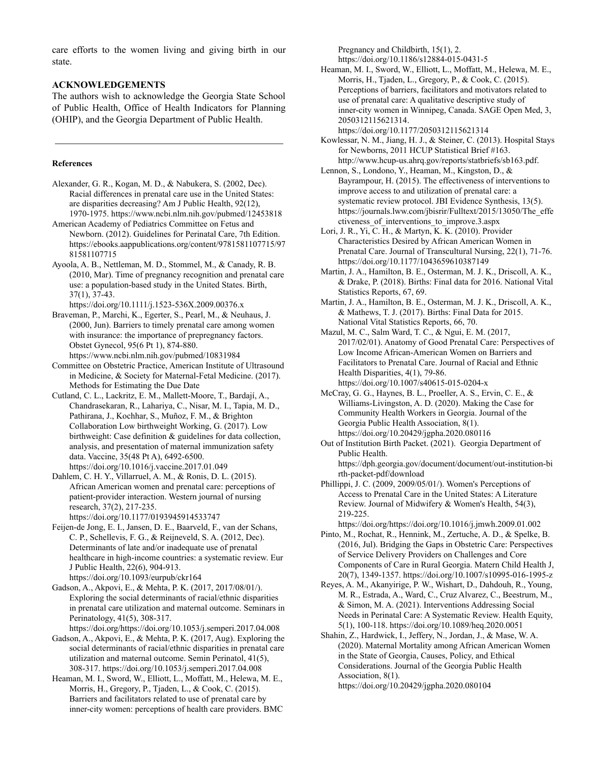care efforts to the women living and giving birth in our state.

## ACKNOWLEDGEMENTS

The authors wish to acknowledge the Georgia State School of Public Health, Office of Health Indicators for Planning (OHIP), and the Georgia Department of Public Health.

---

### References

Alexander, G. R., Kogan, M. D., & Nabukera, S. (2002, Dec). Racial differences in prenatal care use in the United States: are disparities decreasing? Am J Public Health, 92(12), 1970-1975. https://www.ncbi.nlm.nih.gov/pubmed/12453818

American Academy of Pediatrics Committee on Fetus and Newborn. (2012). Guidelines for Perinatal Care, 7th Edition. https://ebooks.aappublications.org/content/9781581107715/9781581107715

Ayoola, A. B., Nettleman, M. D., Stommel, M., & Canady, R. B. (2010, Mar). Time of pregnancy recognition and prenatal care use: a population-based study in the United States. Birth, 37(1), 37-43. https://doi.org/10.1111/j.1523-536X.2009.00376.x

Braveman, P., Marchi, K., Egerter, S., Pearl, M., & Neuhaus, J. (2000, Jun). Barriers to timely prenatal care among women with insurance: the importance of prepregnancy factors. Obstet Gynecol, 95(6 Pt 1), 874-880. https://www.ncbi.nlm.nih.gov/pubmed/10831984

Committee on Obstetric Practice, American Institute of Ultrasound in Medicine, & Society for Maternal-Fetal Medicine. (2017). Methods for Estimating the Due Date

Cutland, C. L., Lackritz, E. M., Mallett-Moore, T., Bardají, A., Chandrasekaran, R., Lahariya, C., Nisar, M. I., Tapia, M. D., Pathirana, J., Kochhar, S., Muñoz, F. M., & Brighton Collaboration Low birthweight Working, G. (2017). Low birthweight: Case definition & guidelines for data collection, analysis, and presentation of maternal immunization safety data. Vaccine, 35(48 Pt A), 6492-6500. https://doi.org/10.1016/j.vaccine.2017.01.049

Dahlem, C. H. Y., Villarruel, A. M., & Ronis, D. L. (2015). African American women and prenatal care: perceptions of patient-provider interaction. Western journal of nursing research, 37(2), 217-235. https://doi.org/10.1177/0193945914533747

Feijen-de Jong, E. I., Jansen, D. E., Baarveld, F., van der Schans, C. P., Schellevis, F. G., & Reijneveld, S. A. (2012, Dec). Determinants of late and/or inadequate use of prenatal healthcare in high-income countries: a systematic review. Eur J Public Health, 22(6), 904-913. https://doi.org/10.1093/eurpub/ckr164

Gadson, A., Akpovi, E., & Mehta, P. K. (2017, 2017/08/01/). Exploring the social determinants of racial/ethnic disparities in prenatal care utilization and maternal outcome. Seminars in Perinatology, 41(5), 308-317. https://doi.org/https://doi.org/10.1053/j.semperi.2017.04.008

Gadson, A., Akpovi, E., & Mehta, P. K. (2017, Aug). Exploring the social determinants of racial/ethnic disparities in prenatal care utilization and maternal outcome. Semin Perinatol, 41(5), 308-317. https://doi.org/10.1053/j.semperi.2017.04.008

Heaman, M. I., Sword, W., Elliott, L., Moffatt, M., Helewa, M. E., Morris, H., Gregory, P., Tjaden, L., & Cook, C. (2015). Barriers and facilitators related to use of prenatal care by inner-city women: perceptions of health care providers. BMC Pregnancy and Childbirth, 15(1), 2. https://doi.org/10.1186/s12884-015-0431-5

Heaman, M. I., Sword, W., Elliott, L., Moffatt, M., Helewa, M. E., Morris, H., Tjaden, L., Gregory, P., & Cook, C. (2015). Perceptions of barriers, facilitators and motivators related to use of prenatal care: A qualitative descriptive study of inner-city women in Winnipeg, Canada. SAGE Open Med, 3, 2050312115621314. https://doi.org/10.1177/2050312115621314

Kowlessar, N. M., Jiang, H. J., & Steiner, C. (2013). Hospital Stays for Newborns, 2011 HCUP Statistical Brief #163. http://www.hcup-us.ahrq.gov/reports/statbriefs/sb163.pdf.

Lennon, S., Londono, Y., Heaman, M., Kingston, D., & Bayrampour, H. (2015). The effectiveness of interventions to improve access to and utilization of prenatal care: a systematic review protocol. JBI Evidence Synthesis, 13(5). https://journals.lww.com/jbisrir/Fulltext/2015/13050/The_effectiveness_of_interventions_to_improve.3.aspx

Lori, J. R., Yi, C. H., & Martyn, K. K. (2010). Provider Characteristics Desired by African American Women in Prenatal Care. Journal of Transcultural Nursing, 22(1), 71-76. https://doi.org/10.1177/1043659610387149

Martin, J. A., Hamilton, B. E., Osterman, M. J. K., Driscoll, A. K., & Drake, P. (2018). Births: Final data for 2016. National Vital Statistics Reports, 67, 69.

Martin, J. A., Hamilton, B. E., Osterman, M. J. K., Driscoll, A. K., & Mathews, T. J. (2017). Births: Final Data for 2015. National Vital Statistics Reports, 66, 70.

Mazul, M. C., Salm Ward, T. C., & Ngui, E. M. (2017, 2017/02/01). Anatomy of Good Prenatal Care: Perspectives of Low Income African-American Women on Barriers and Facilitators to Prenatal Care. Journal of Racial and Ethnic Health Disparities, 4(1), 79-86. https://doi.org/10.1007/s40615-015-0204-x

McCray, G. G., Haynes, B. L., Proeller, A. S., Ervin, C. E., & Williams-Livingston, A. D. (2020). Making the Case for Community Health Workers in Georgia. Journal of the Georgia Public Health Association, 8(1). https://doi.org/10.20429/jgpha.2020.080116

Out of Institution Birth Packet. (2021). Georgia Department of Public Health. https://dph.georgia.gov/document/document/out-institution-birth-packet-pdf/download

Phillippi, J. C. (2009, 2009/05/01/). Women's Perceptions of Access to Prenatal Care in the United States: A Literature Review. Journal of Midwifery & Women's Health, 54(3), 219-225. https://doi.org/https://doi.org/10.1016/j.jmwh.2009.01.002

Pinto, M., Rochat, R., Hennink, M., Zertuche, A. D., & Spelke, B. (2016, Jul). Bridging the Gaps in Obstetric Care: Perspectives of Service Delivery Providers on Challenges and Core Components of Care in Rural Georgia. Matern Child Health J, 20(7), 1349-1357. https://doi.org/10.1007/s10995-016-1995-z

Reyes, A. M., Akanyirige, P. W., Wishart, D., Dahdouh, R., Young, M. R., Estrada, A., Ward, C., Cruz Alvarez, C., Beestrum, M., & Simon, M. A. (2021). Interventions Addressing Social Needs in Perinatal Care: A Systematic Review. Health Equity, 5(1), 100-118. https://doi.org/10.1089/heq.2020.0051

Shahin, Z., Hardwick, I., Jeffery, N., Jordan, J., & Mase, W. A. (2020). Maternal Mortality among African American Women in the State of Georgia, Causes, Policy, and Ethical Considerations. Journal of the Georgia Public Health Association, 8(1). https://doi.org/10.20429/jgpha.2020.080104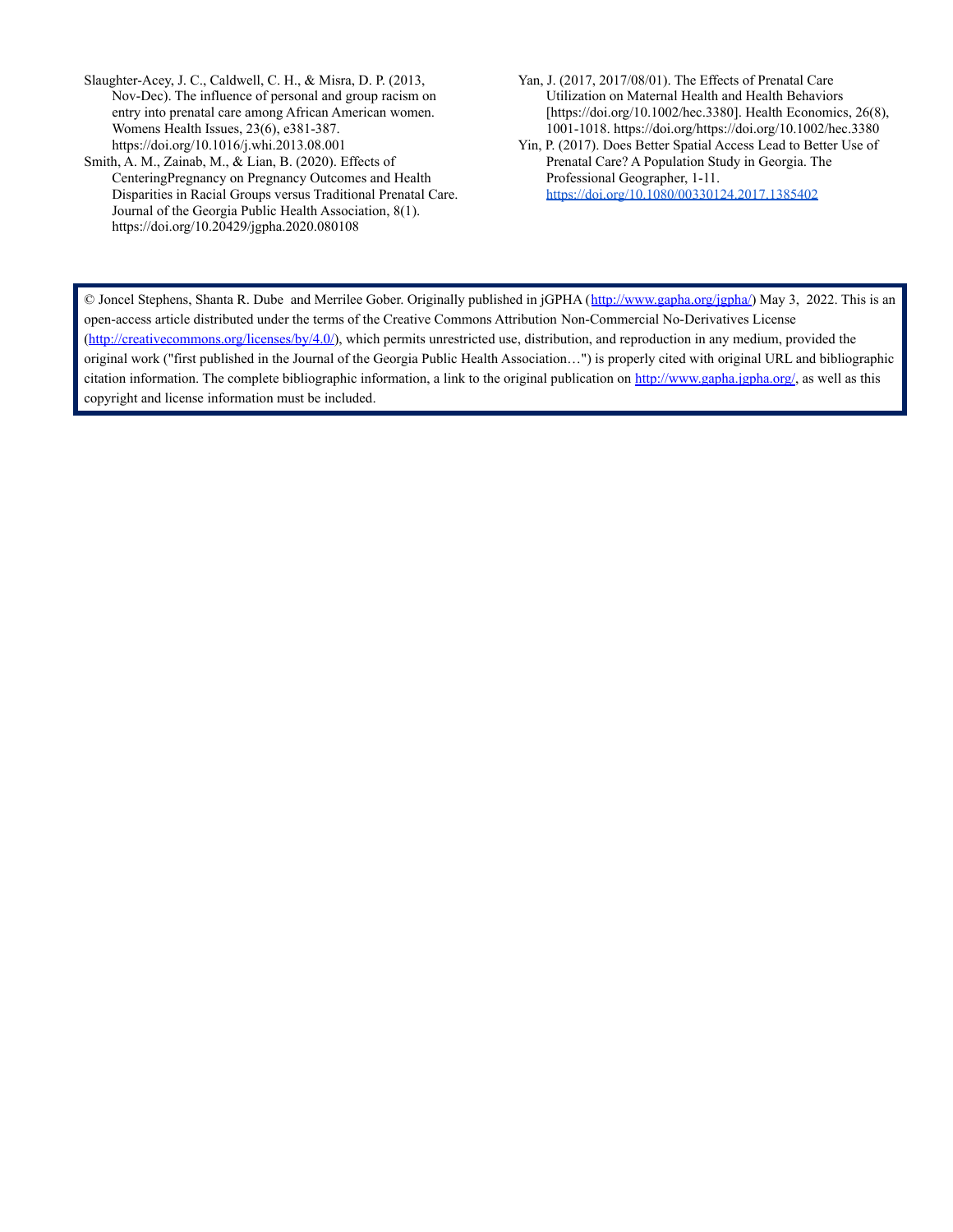Slaughter-Acey, J. C., Caldwell, C. H., & Misra, D. P. (2013, Nov-Dec). The influence of personal and group racism on entry into prenatal care among African American women. Womens Health Issues, 23(6), e381-387. https://doi.org/10.1016/j.whi.2013.08.001

Smith, A. M., Zainab, M., & Lian, B. (2020). Effects of CenteringPregnancy on Pregnancy Outcomes and Health Disparities in Racial Groups versus Traditional Prenatal Care. Journal of the Georgia Public Health Association, 8(1). https://doi.org/10.20429/jgpha.2020.080108

Yan, J. (2017, 2017/08/01). The Effects of Prenatal Care Utilization on Maternal Health and Health Behaviors [https://doi.org/10.1002/hec.3380]. Health Economics, 26(8), 1001-1018. https://doi.org/https://doi.org/10.1002/hec.3380

Yin, P. (2017). Does Better Spatial Access Lead to Better Use of Prenatal Care? A Population Study in Georgia. The Professional Geographer, 1-11. https://doi.org/10.1080/00330124.2017.1385402

© Joncel Stephens, Shanta R. Dube and Merrilee Gober. Originally published in jGPHA (http://www.gapha.org/jgpha/) May 3, 2022. This is an open-access article distributed under the terms of the Creative Commons Attribution Non-Commercial No-Derivatives License (http://creativecommons.org/licenses/by/4.0/), which permits unrestricted use, distribution, and reproduction in any medium, provided the original work ("first published in the Journal of the Georgia Public Health Association…") is properly cited with original URL and bibliographic citation information. The complete bibliographic information, a link to the original publication on http://www.gapha.jgpha.org/, as well as this copyright and license information must be included.